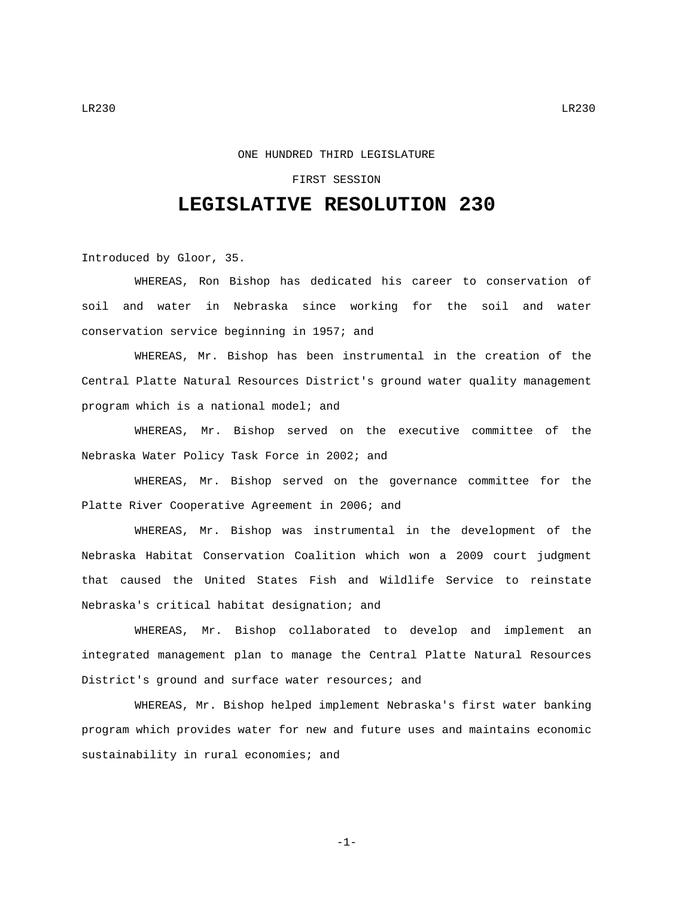ONE HUNDRED THIRD LEGISLATURE

FIRST SESSION

# LEGISLATIVE RESOLUTION 230

Introduced by Gloor, 35.

WHEREAS, Ron Bishop has dedicated his career to conservation of soil and water in Nebraska since working for the soil and water conservation service beginning in 1957; and

WHEREAS, Mr. Bishop has been instrumental in the creation of the Central Platte Natural Resources District's ground water quality management program which is a national model; and

WHEREAS, Mr. Bishop served on the executive committee of the Nebraska Water Policy Task Force in 2002; and

WHEREAS, Mr. Bishop served on the governance committee for the Platte River Cooperative Agreement in 2006; and

WHEREAS, Mr. Bishop was instrumental in the development of the Nebraska Habitat Conservation Coalition which won a 2009 court judgment that caused the United States Fish and Wildlife Service to reinstate Nebraska's critical habitat designation; and

WHEREAS, Mr. Bishop collaborated to develop and implement an integrated management plan to manage the Central Platte Natural Resources District's ground and surface water resources; and

WHEREAS, Mr. Bishop helped implement Nebraska's first water banking program which provides water for new and future uses and maintains economic sustainability in rural economies; and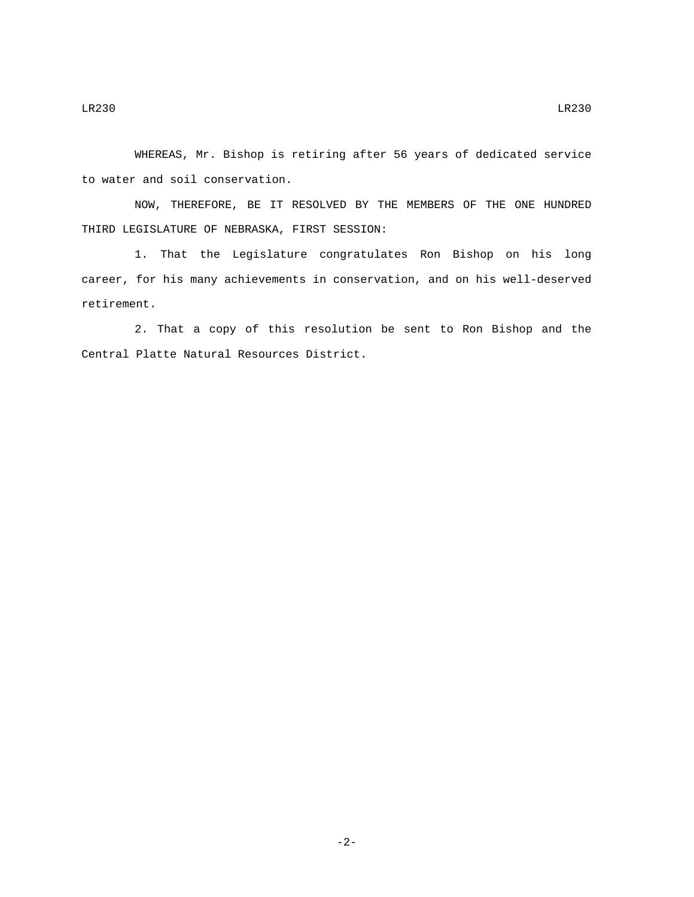WHEREAS, Mr. Bishop is retiring after 56 years of dedicated service to water and soil conservation.

NOW, THEREFORE, BE IT RESOLVED BY THE MEMBERS OF THE ONE HUNDRED THIRD LEGISLATURE OF NEBRASKA, FIRST SESSION:

1. That the Legislature congratulates Ron Bishop on his long career, for his many achievements in conservation, and on his well-deserved retirement.

2. That a copy of this resolution be sent to Ron Bishop and the Central Platte Natural Resources District.